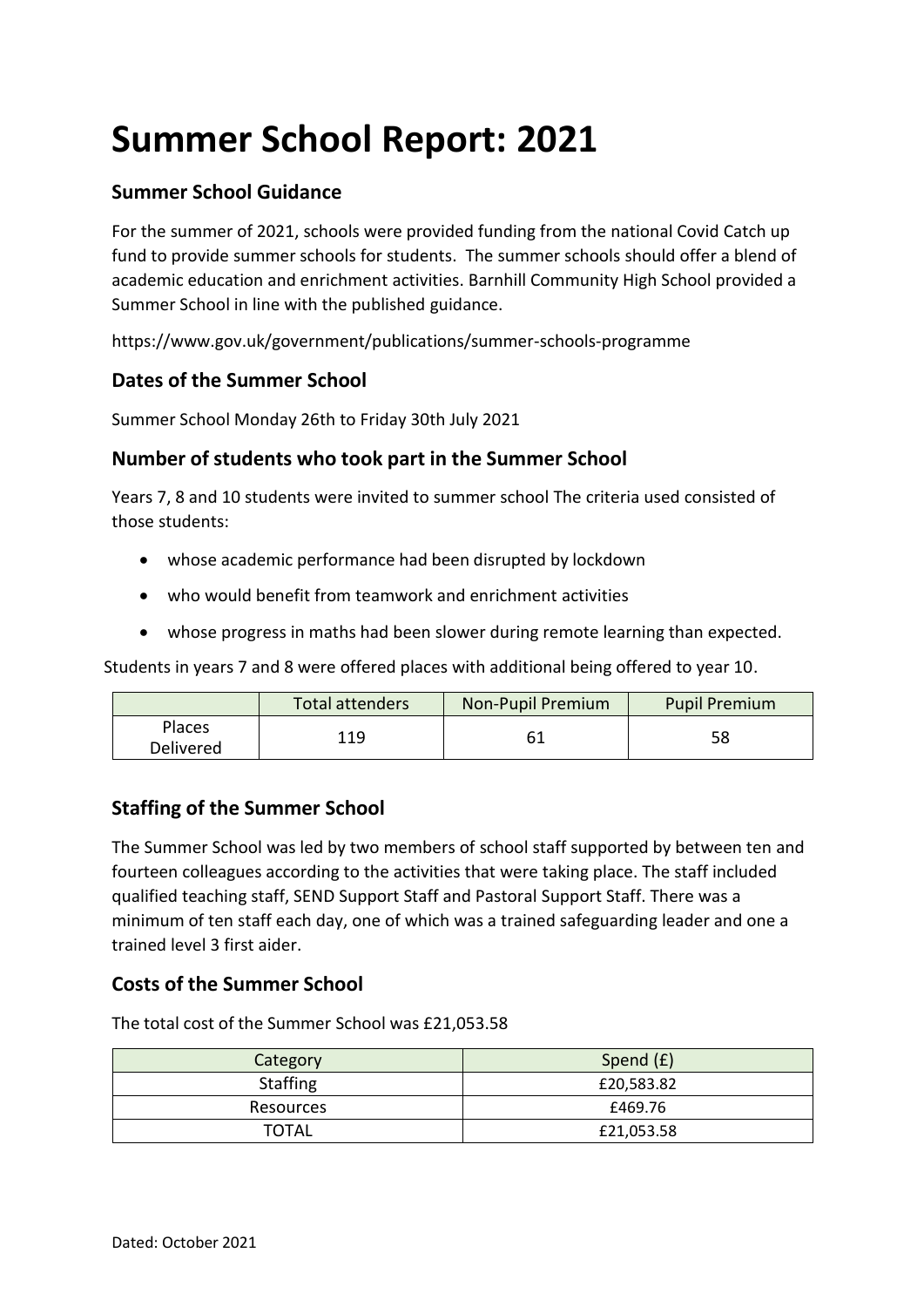# Summer School Report: 2021

## Summer School Guidance

For the summer of 2021, schools were provided funding from the national Covid Catch up fund to provide summer schools for students. The summer schools should offer a blend of academic education and enrichment activities. Barnhill Community High School provided a Summer School in line with the published guidance.

https://www.gov.uk/government/publications/summer-schools-programme

## Dates of the Summer School

Summer School Monday 26th to Friday 30th July 2021

## Number of students who took part in the Summer School

Years 7, 8 and 10 students were invited to summer school The criteria used consisted of those students:

- whose academic performance had been disrupted by lockdown
- who would benefit from teamwork and enrichment activities
- whose progress in maths had been slower during remote learning than expected.

Students in years 7 and 8 were offered places with additional being offered to year 10.

| | Total attenders | Non-Pupil Premium | Pupil Premium |
|---|---|---|---|
| Places Delivered | 119 | 61 | 58 |

## Staffing of the Summer School

The Summer School was led by two members of school staff supported by between ten and fourteen colleagues according to the activities that were taking place. The staff included qualified teaching staff, SEND Support Staff and Pastoral Support Staff. There was a minimum of ten staff each day, one of which was a trained safeguarding leader and one a trained level 3 first aider.

## Costs of the Summer School

The total cost of the Summer School was £21,053.58

| Category | Spend (£) |
|---|---|
| Staffing | £20,583.82 |
| Resources | £469.76 |
| TOTAL | £21,053.58 |

Dated: October 2021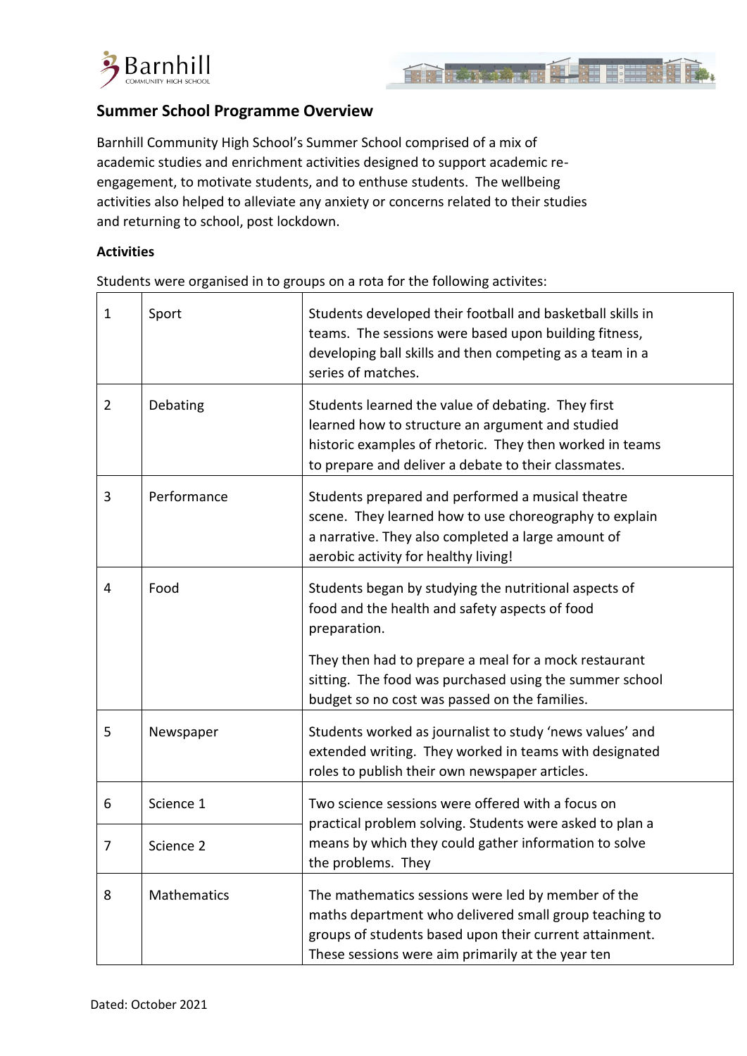## Summer School Programme Overview

Barnhill Community High School's Summer School comprised of a mix of academic studies and enrichment activities designed to support academic re-engagement, to motivate students, and to enthuse students. The wellbeing activities also helped to alleviate any anxiety or concerns related to their studies and returning to school, post lockdown.

**Activities**

Students were organised in to groups on a rota for the following activites:

| | | |
|---|---|---|
| 1 | Sport | Students developed their football and basketball skills in teams. The sessions were based upon building fitness, developing ball skills and then competing as a team in a series of matches. |
| 2 | Debating | Students learned the value of debating. They first learned how to structure an argument and studied historic examples of rhetoric. They then worked in teams to prepare and deliver a debate to their classmates. |
| 3 | Performance | Students prepared and performed a musical theatre scene. They learned how to use choreography to explain a narrative. They also completed a large amount of aerobic activity for healthy living! |
| 4 | Food | Students began by studying the nutritional aspects of food and the health and safety aspects of food preparation.<br><br>They then had to prepare a meal for a mock restaurant sitting. The food was purchased using the summer school budget so no cost was passed on the families. |
| 5 | Newspaper | Students worked as journalist to study 'news values' and extended writing. They worked in teams with designated roles to publish their own newspaper articles. |
| 6 | Science 1 | Two science sessions were offered with a focus on practical problem solving. Students were asked to plan a means by which they could gather information to solve the problems. They |
| 7 | Science 2 | |
| 8 | Mathematics | The mathematics sessions were led by member of the maths department who delivered small group teaching to groups of students based upon their current attainment. These sessions were aim primarily at the year ten |

Dated: October 2021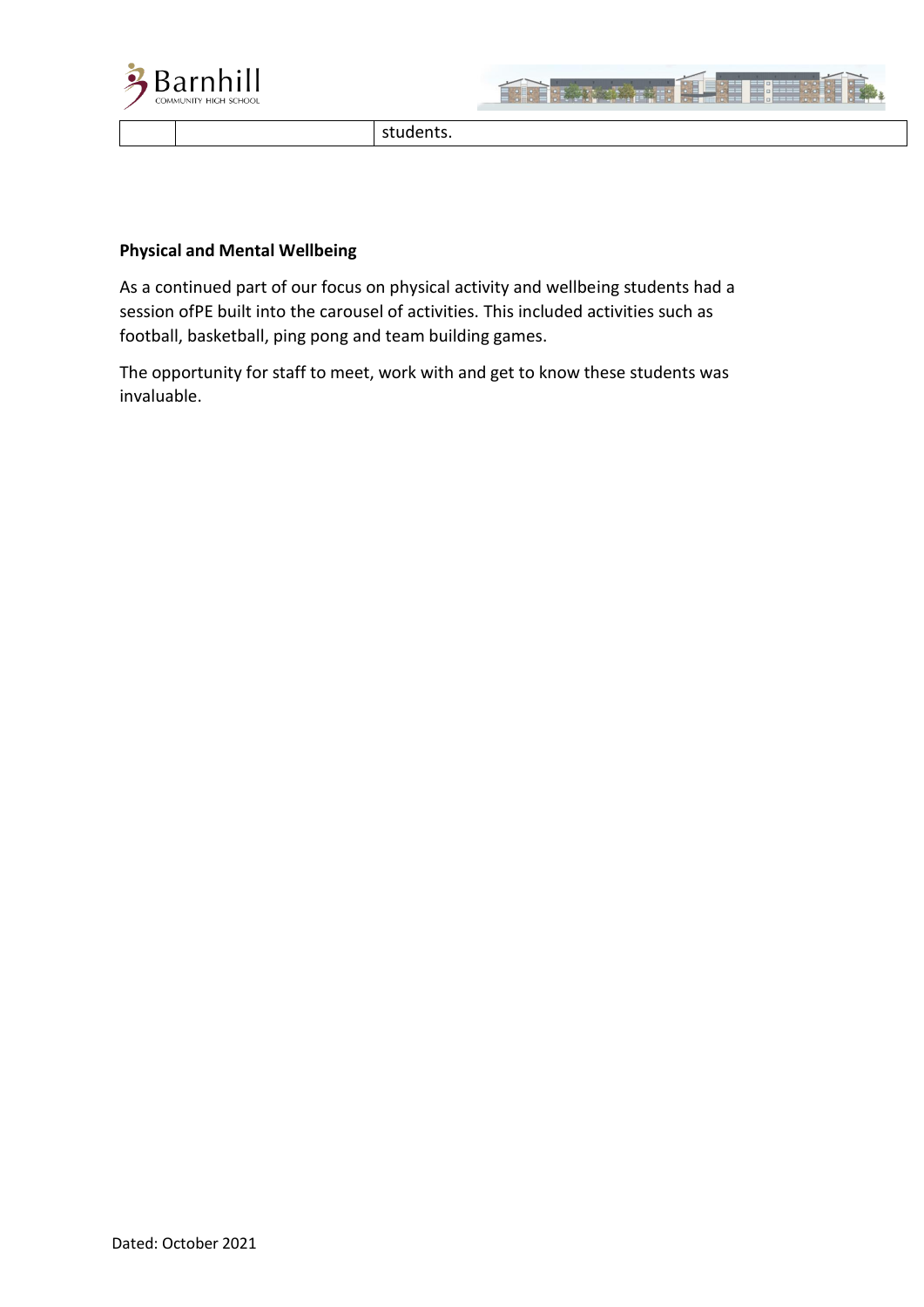| | | |
|---|---|---|
| | | students. |

**Physical and Mental Wellbeing**

As a continued part of our focus on physical activity and wellbeing students had a session ofPE built into the carousel of activities. This included activities such as football, basketball, ping pong and team building games.

The opportunity for staff to meet, work with and get to know these students was invaluable.

Dated: October 2021